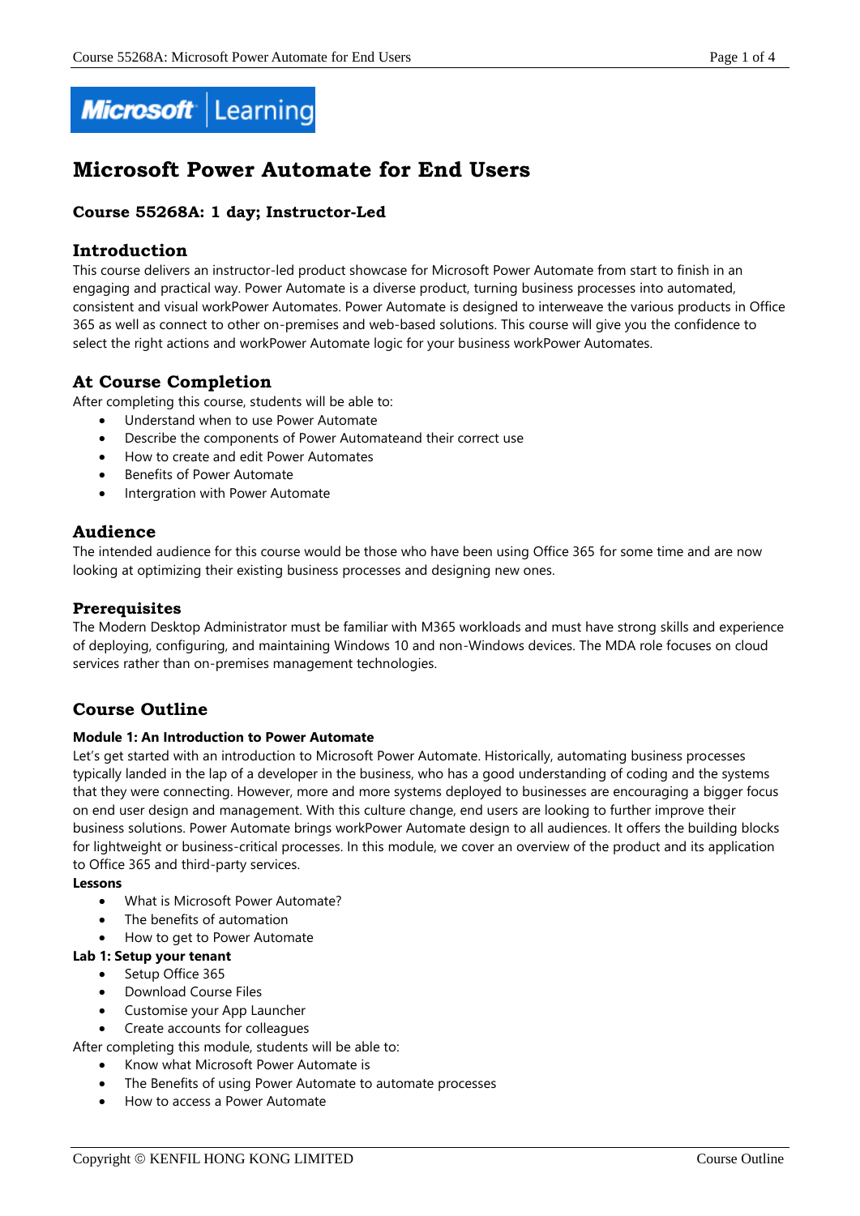# Microsoft Power Automate for End Users

### Course 55268A: 1 day; Instructor-Led

## Introduction

This course delivers an instructor-led product showcase for Microsoft Power Automate from start to finish in an engaging and practical way. Power Automate is a diverse product, turning business processes into automated, consistent and visual workPower Automates. Power Automate is designed to interweave the various products in Office 365 as well as connect to other on-premises and web-based solutions. This course will give you the confidence to select the right actions and workPower Automate logic for your business workPower Automates.

## At Course Completion

After completing this course, students will be able to:

- Understand when to use Power Automate
- Describe the components of Power Automateand their correct use
- How to create and edit Power Automates
- Benefits of Power Automate
- Intergration with Power Automate

## Audience

The intended audience for this course would be those who have been using Office 365 for some time and are now looking at optimizing their existing business processes and designing new ones.

### Prerequisites

The Modern Desktop Administrator must be familiar with M365 workloads and must have strong skills and experience of deploying, configuring, and maintaining Windows 10 and non-Windows devices. The MDA role focuses on cloud services rather than on-premises management technologies.

## Course Outline

**Module 1: An Introduction to Power Automate**

Let's get started with an introduction to Microsoft Power Automate. Historically, automating business processes typically landed in the lap of a developer in the business, who has a good understanding of coding and the systems that they were connecting. However, more and more systems deployed to businesses are encouraging a bigger focus on end user design and management. With this culture change, end users are looking to further improve their business solutions. Power Automate brings workPower Automate design to all audiences. It offers the building blocks for lightweight or business-critical processes. In this module, we cover an overview of the product and its application to Office 365 and third-party services.

**Lessons**

- What is Microsoft Power Automate?
- The benefits of automation
- How to get to Power Automate

**Lab 1: Setup your tenant**

- Setup Office 365
- Download Course Files
- Customise your App Launcher
- Create accounts for colleagues

After completing this module, students will be able to:

- Know what Microsoft Power Automate is
- The Benefits of using Power Automate to automate processes
- How to access a Power Automate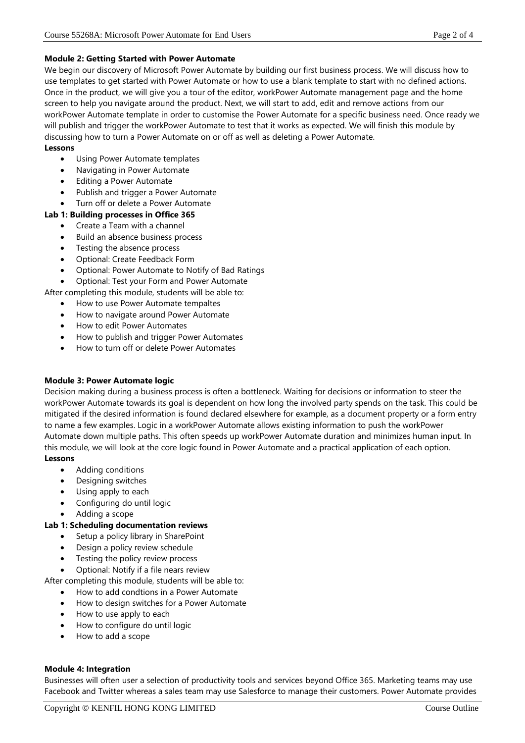**Module 2: Getting Started with Power Automate**

We begin our discovery of Microsoft Power Automate by building our first business process. We will discuss how to use templates to get started with Power Automate or how to use a blank template to start with no defined actions. Once in the product, we will give you a tour of the editor, workPower Automate management page and the home screen to help you navigate around the product. Next, we will start to add, edit and remove actions from our workPower Automate template in order to customise the Power Automate for a specific business need. Once ready we will publish and trigger the workPower Automate to test that it works as expected. We will finish this module by discussing how to turn a Power Automate on or off as well as deleting a Power Automate.

**Lessons**

- Using Power Automate templates
- Navigating in Power Automate
- Editing a Power Automate
- Publish and trigger a Power Automate
- Turn off or delete a Power Automate

**Lab 1: Building processes in Office 365**

- Create a Team with a channel
- Build an absence business process
- Testing the absence process
- Optional: Create Feedback Form
- Optional: Power Automate to Notify of Bad Ratings
- Optional: Test your Form and Power Automate

After completing this module, students will be able to:

- How to use Power Automate tempaltes
- How to navigate around Power Automate
- How to edit Power Automates
- How to publish and trigger Power Automates
- How to turn off or delete Power Automates

**Module 3: Power Automate logic**

Decision making during a business process is often a bottleneck. Waiting for decisions or information to steer the workPower Automate towards its goal is dependent on how long the involved party spends on the task. This could be mitigated if the desired information is found declared elsewhere for example, as a document property or a form entry to name a few examples. Logic in a workPower Automate allows existing information to push the workPower Automate down multiple paths. This often speeds up workPower Automate duration and minimizes human input. In this module, we will look at the core logic found in Power Automate and a practical application of each option.

**Lessons**

- Adding conditions
- Designing switches
- Using apply to each
- Configuring do until logic
- Adding a scope

**Lab 1: Scheduling documentation reviews**

- Setup a policy library in SharePoint
- Design a policy review schedule
- Testing the policy review process
- Optional: Notify if a file nears review

After completing this module, students will be able to:

- How to add condtions in a Power Automate
- How to design switches for a Power Automate
- How to use apply to each
- How to configure do until logic
- How to add a scope

**Module 4: Integration**

Businesses will often user a selection of productivity tools and services beyond Office 365. Marketing teams may use Facebook and Twitter whereas a sales team may use Salesforce to manage their customers. Power Automate provides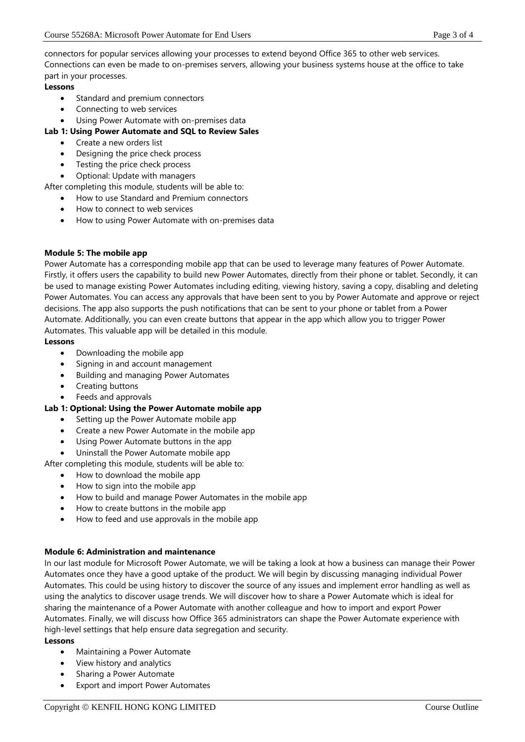connectors for popular services allowing your processes to extend beyond Office 365 to other web services. Connections can even be made to on-premises servers, allowing your business systems house at the office to take part in your processes.

**Lessons**

- Standard and premium connectors
- Connecting to web services
- Using Power Automate with on-premises data

**Lab 1: Using Power Automate and SQL to Review Sales**

- Create a new orders list
- Designing the price check process
- Testing the price check process
- Optional: Update with managers

After completing this module, students will be able to:

- How to use Standard and Premium connectors
- How to connect to web services
- How to using Power Automate with on-premises data

**Module 5: The mobile app**

Power Automate has a corresponding mobile app that can be used to leverage many features of Power Automate. Firstly, it offers users the capability to build new Power Automates, directly from their phone or tablet. Secondly, it can be used to manage existing Power Automates including editing, viewing history, saving a copy, disabling and deleting Power Automates. You can access any approvals that have been sent to you by Power Automate and approve or reject decisions. The app also supports the push notifications that can be sent to your phone or tablet from a Power Automate. Additionally, you can even create buttons that appear in the app which allow you to trigger Power Automates. This valuable app will be detailed in this module.

**Lessons**

- Downloading the mobile app
- Signing in and account management
- Building and managing Power Automates
- Creating buttons
- Feeds and approvals

**Lab 1: Optional: Using the Power Automate mobile app**

- Setting up the Power Automate mobile app
- Create a new Power Automate in the mobile app
- Using Power Automate buttons in the app
- Uninstall the Power Automate mobile app

After completing this module, students will be able to:

- How to download the mobile app
- How to sign into the mobile app
- How to build and manage Power Automates in the mobile app
- How to create buttons in the mobile app
- How to feed and use approvals in the mobile app

**Module 6: Administration and maintenance**

In our last module for Microsoft Power Automate, we will be taking a look at how a business can manage their Power Automates once they have a good uptake of the product. We will begin by discussing managing individual Power Automates. This could be using history to discover the source of any issues and implement error handling as well as using the analytics to discover usage trends. We will discover how to share a Power Automate which is ideal for sharing the maintenance of a Power Automate with another colleague and how to import and export Power Automates. Finally, we will discuss how Office 365 administrators can shape the Power Automate experience with high-level settings that help ensure data segregation and security.

**Lessons**

- Maintaining a Power Automate
- View history and analytics
- Sharing a Power Automate
- Export and import Power Automates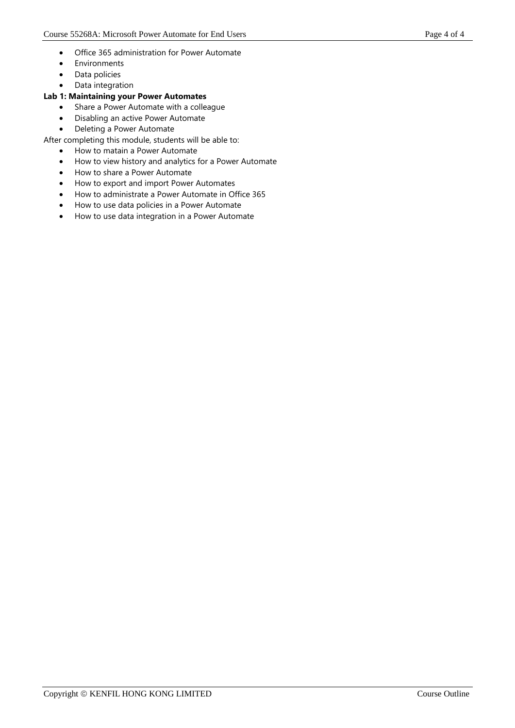- Office 365 administration for Power Automate
- Environments
- Data policies
- Data integration

**Lab 1: Maintaining your Power Automates**

- Share a Power Automate with a colleague
- Disabling an active Power Automate
- Deleting a Power Automate

After completing this module, students will be able to:

- How to matain a Power Automate
- How to view history and analytics for a Power Automate
- How to share a Power Automate
- How to export and import Power Automates
- How to administrate a Power Automate in Office 365
- How to use data policies in a Power Automate
- How to use data integration in a Power Automate